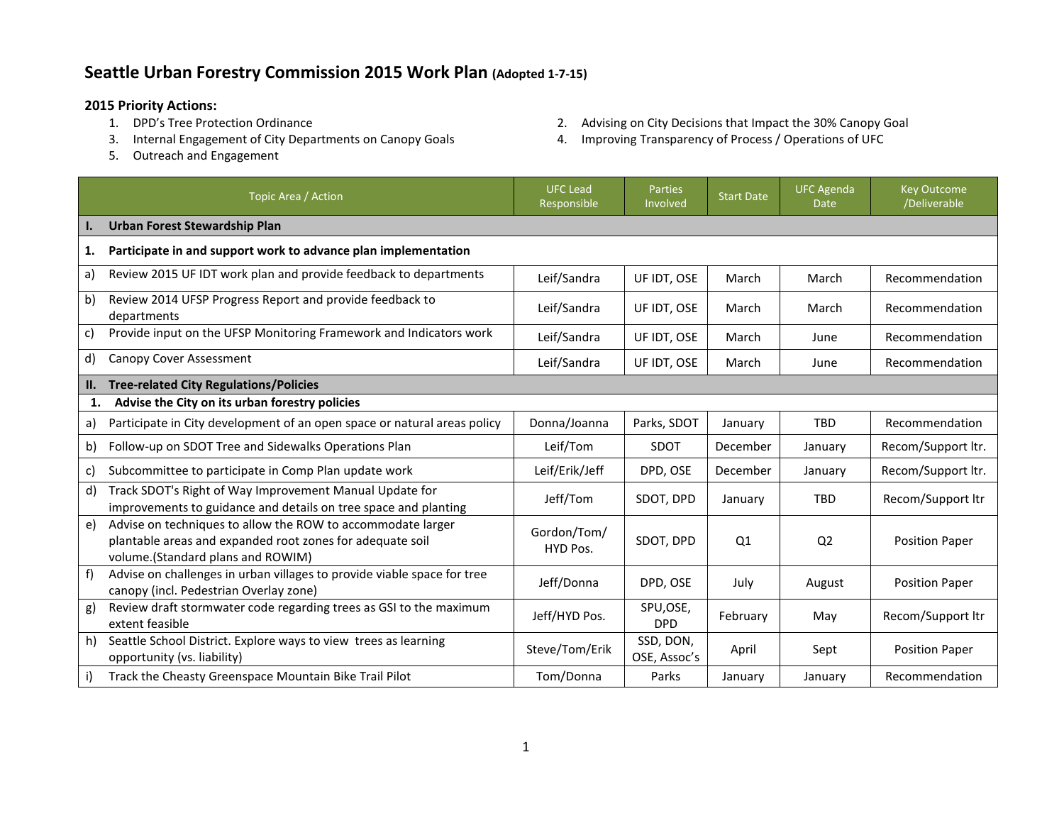# Seattle Urban Forestry Commission 2015 Work Plan (Adopted 1-7-15)

## 2015 Priority Actions:

1. DPD's Tree Protection Ordinance
2. Advising on City Decisions that Impact the 30% Canopy Goal
3. Internal Engagement of City Departments on Canopy Goals
4. Improving Transparency of Process / Operations of UFC
5. Outreach and Engagement

| Topic Area / Action | UFC Lead Responsible | Parties Involved | Start Date | UFC Agenda Date | Key Outcome /Deliverable |
|---|---|---|---|---|---|
| **I. Urban Forest Stewardship Plan** | | | | | |
| **1. Participate in and support work to advance plan implementation** | | | | | |
| a) Review 2015 UF IDT work plan and provide feedback to departments | Leif/Sandra | UF IDT, OSE | March | March | Recommendation |
| b) Review 2014 UFSP Progress Report and provide feedback to departments | Leif/Sandra | UF IDT, OSE | March | March | Recommendation |
| c) Provide input on the UFSP Monitoring Framework and Indicators work | Leif/Sandra | UF IDT, OSE | March | June | Recommendation |
| d) Canopy Cover Assessment | Leif/Sandra | UF IDT, OSE | March | June | Recommendation |
| **II. Tree-related City Regulations/Policies** | | | | | |
| **1. Advise the City on its urban forestry policies** | | | | | |
| a) Participate in City development of an open space or natural areas policy | Donna/Joanna | Parks, SDOT | January | TBD | Recommendation |
| b) Follow-up on SDOT Tree and Sidewalks Operations Plan | Leif/Tom | SDOT | December | January | Recom/Support ltr. |
| c) Subcommittee to participate in Comp Plan update work | Leif/Erik/Jeff | DPD, OSE | December | January | Recom/Support ltr. |
| d) Track SDOT's Right of Way Improvement Manual Update for improvements to guidance and details on tree space and planting | Jeff/Tom | SDOT, DPD | January | TBD | Recom/Support ltr |
| e) Advise on techniques to allow the ROW to accommodate larger plantable areas and expanded root zones for adequate soil volume.(Standard plans and ROWIM) | Gordon/Tom/ HYD Pos. | SDOT, DPD | Q1 | Q2 | Position Paper |
| f) Advise on challenges in urban villages to provide viable space for tree canopy (incl. Pedestrian Overlay zone) | Jeff/Donna | DPD, OSE | July | August | Position Paper |
| g) Review draft stormwater code regarding trees as GSI to the maximum extent feasible | Jeff/HYD Pos. | SPU,OSE, DPD | February | May | Recom/Support ltr |
| h) Seattle School District. Explore ways to view trees as learning opportunity (vs. liability) | Steve/Tom/Erik | SSD, DON, OSE, Assoc's | April | Sept | Position Paper |
| i) Track the Cheasty Greenspace Mountain Bike Trail Pilot | Tom/Donna | Parks | January | January | Recommendation |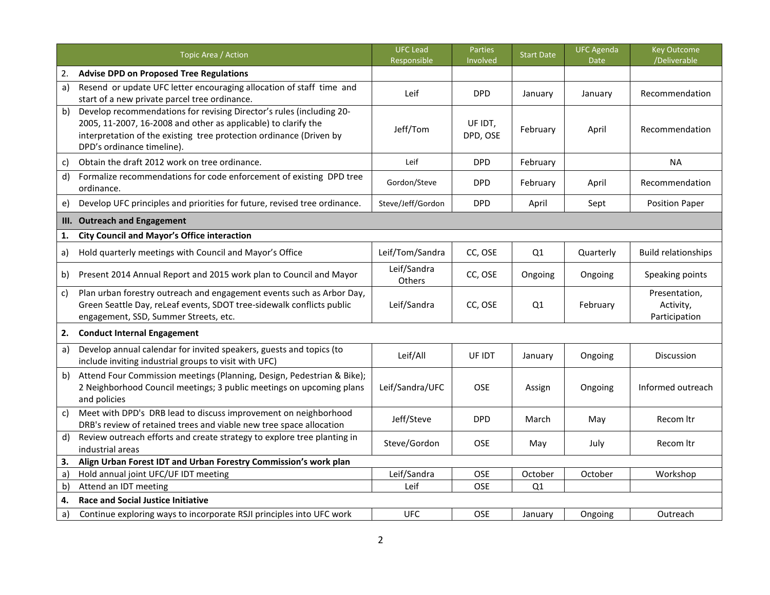| Topic Area / Action | UFC Lead Responsible | Parties Involved | Start Date | UFC Agenda Date | Key Outcome /Deliverable |
|---|---|---|---|---|---|
| **2. Advise DPD on Proposed Tree Regulations** | | | | | |
| a) Resend or update UFC letter encouraging allocation of staff time and start of a new private parcel tree ordinance. | Leif | DPD | January | January | Recommendation |
| b) Develop recommendations for revising Director's rules (including 20-2005, 11-2007, 16-2008 and other as applicable) to clarify the interpretation of the existing tree protection ordinance (Driven by DPD's ordinance timeline). | Jeff/Tom | UF IDT, DPD, OSE | February | April | Recommendation |
| c) Obtain the draft 2012 work on tree ordinance. | Leif | DPD | February | | NA |
| d) Formalize recommendations for code enforcement of existing DPD tree ordinance. | Gordon/Steve | DPD | February | April | Recommendation |
| e) Develop UFC principles and priorities for future, revised tree ordinance. | Steve/Jeff/Gordon | DPD | April | Sept | Position Paper |
| **III. Outreach and Engagement** | | | | | |
| **1. City Council and Mayor's Office interaction** | | | | | |
| a) Hold quarterly meetings with Council and Mayor's Office | Leif/Tom/Sandra | CC, OSE | Q1 | Quarterly | Build relationships |
| b) Present 2014 Annual Report and 2015 work plan to Council and Mayor | Leif/Sandra Others | CC, OSE | Ongoing | Ongoing | Speaking points |
| c) Plan urban forestry outreach and engagement events such as Arbor Day, Green Seattle Day, reLeaf events, SDOT tree-sidewalk conflicts public engagement, SSD, Summer Streets, etc. | Leif/Sandra | CC, OSE | Q1 | February | Presentation, Activity, Participation |
| **2. Conduct Internal Engagement** | | | | | |
| a) Develop annual calendar for invited speakers, guests and topics (to include inviting industrial groups to visit with UFC) | Leif/All | UF IDT | January | Ongoing | Discussion |
| b) Attend Four Commission meetings (Planning, Design, Pedestrian & Bike); 2 Neighborhood Council meetings; 3 public meetings on upcoming plans and policies | Leif/Sandra/UFC | OSE | Assign | Ongoing | Informed outreach |
| c) Meet with DPD's DRB lead to discuss improvement on neighborhood DRB's review of retained trees and viable new tree space allocation | Jeff/Steve | DPD | March | May | Recom ltr |
| d) Review outreach efforts and create strategy to explore tree planting in industrial areas | Steve/Gordon | OSE | May | July | Recom ltr |
| **3. Align Urban Forest IDT and Urban Forestry Commission's work plan** | | | | | |
| a) Hold annual joint UFC/UF IDT meeting | Leif/Sandra | OSE | October | October | Workshop |
| b) Attend an IDT meeting | Leif | OSE | Q1 | | |
| **4. Race and Social Justice Initiative** | | | | | |
| a) Continue exploring ways to incorporate RSJI principles into UFC work | UFC | OSE | January | Ongoing | Outreach |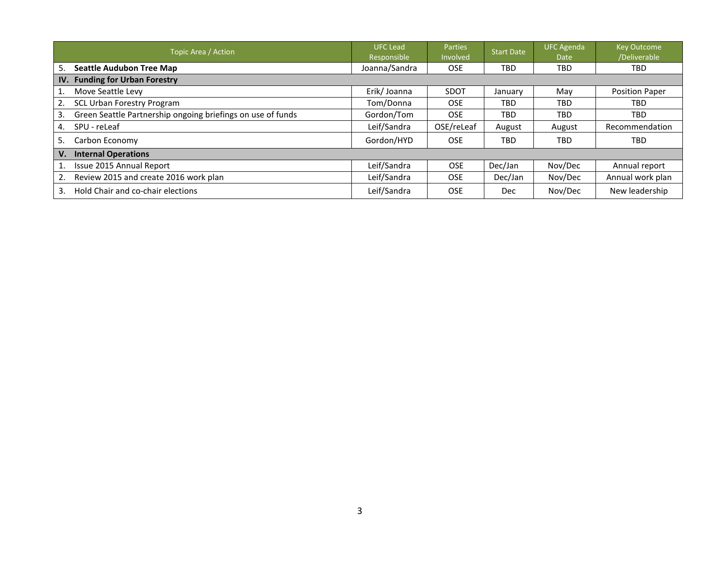| Topic Area / Action | UFC Lead Responsible | Parties Involved | Start Date | UFC Agenda Date | Key Outcome /Deliverable |
|---|---|---|---|---|---|
| 5. **Seattle Audubon Tree Map** | Joanna/Sandra | OSE | TBD | TBD | TBD |
| **IV. Funding for Urban Forestry** | | | | | |
| 1. Move Seattle Levy | Erik/ Joanna | SDOT | January | May | Position Paper |
| 2. SCL Urban Forestry Program | Tom/Donna | OSE | TBD | TBD | TBD |
| 3. Green Seattle Partnership ongoing briefings on use of funds | Gordon/Tom | OSE | TBD | TBD | TBD |
| 4. SPU - reLeaf | Leif/Sandra | OSE/reLeaf | August | August | Recommendation |
| 5. Carbon Economy | Gordon/HYD | OSE | TBD | TBD | TBD |
| **V. Internal Operations** | | | | | |
| 1. Issue 2015 Annual Report | Leif/Sandra | OSE | Dec/Jan | Nov/Dec | Annual report |
| 2. Review 2015 and create 2016 work plan | Leif/Sandra | OSE | Dec/Jan | Nov/Dec | Annual work plan |
| 3. Hold Chair and co-chair elections | Leif/Sandra | OSE | Dec | Nov/Dec | New leadership |